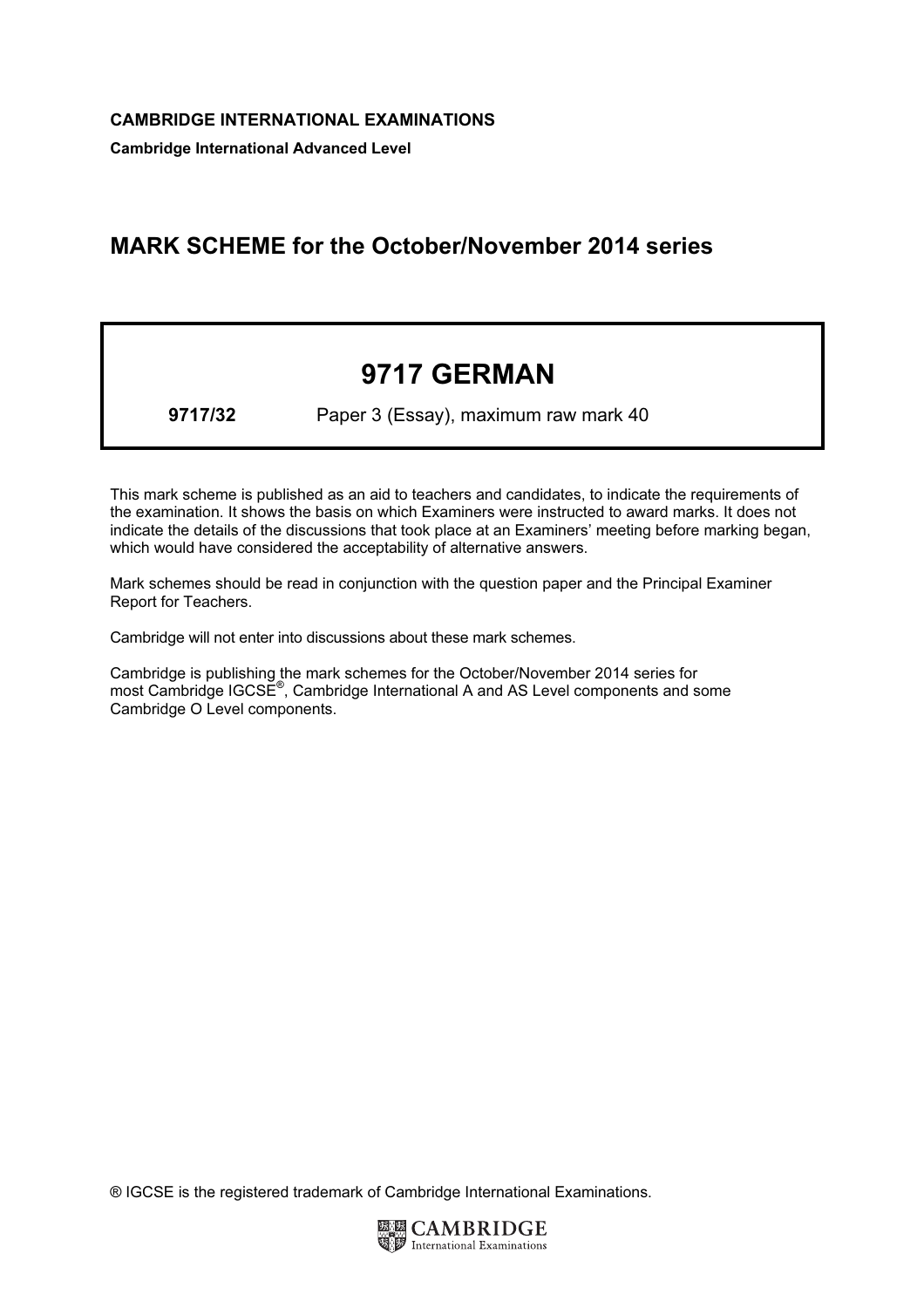**CAMBRIDGE INTERNATIONAL EXAMINATIONS**

**Cambridge International Advanced Level**

# MARK SCHEME for the October/November 2014 series

## 9717 GERMAN

**9717/32** Paper 3 (Essay), maximum raw mark 40

This mark scheme is published as an aid to teachers and candidates, to indicate the requirements of the examination. It shows the basis on which Examiners were instructed to award marks. It does not indicate the details of the discussions that took place at an Examiners' meeting before marking began, which would have considered the acceptability of alternative answers.

Mark schemes should be read in conjunction with the question paper and the Principal Examiner Report for Teachers.

Cambridge will not enter into discussions about these mark schemes.

Cambridge is publishing the mark schemes for the October/November 2014 series for most Cambridge IGCSE®, Cambridge International A and AS Level components and some Cambridge O Level components.

® IGCSE is the registered trademark of Cambridge International Examinations.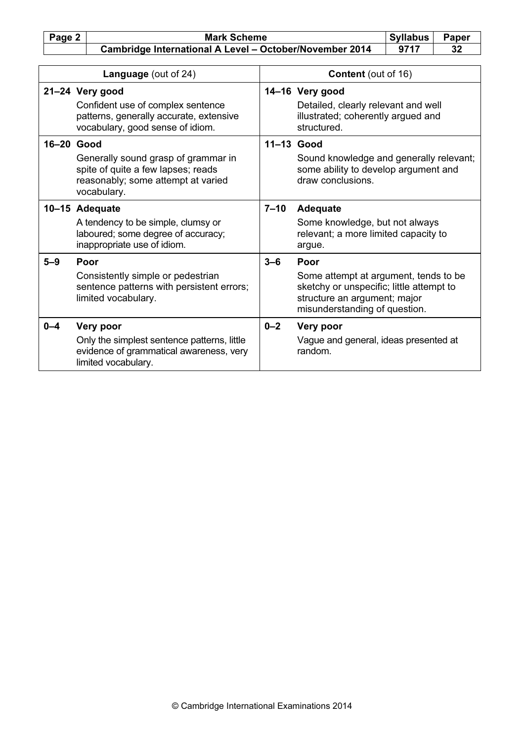| Language (out of 24) | | Content (out of 16) | |
|---|---|---|---|
| 21–24 | **Very good**<br>Confident use of complex sentence patterns, generally accurate, extensive vocabulary, good sense of idiom. | 14–16 | **Very good**<br>Detailed, clearly relevant and well illustrated; coherently argued and structured. |
| 16–20 | **Good**<br>Generally sound grasp of grammar in spite of quite a few lapses; reads reasonably; some attempt at varied vocabulary. | 11–13 | **Good**<br>Sound knowledge and generally relevant; some ability to develop argument and draw conclusions. |
| 10–15 | **Adequate**<br>A tendency to be simple, clumsy or laboured; some degree of accuracy; inappropriate use of idiom. | 7–10 | **Adequate**<br>Some knowledge, but not always relevant; a more limited capacity to argue. |
| 5–9 | **Poor**<br>Consistently simple or pedestrian sentence patterns with persistent errors; limited vocabulary. | 3–6 | **Poor**<br>Some attempt at argument, tends to be sketchy or unspecific; little attempt to structure an argument; major misunderstanding of question. |
| 0–4 | **Very poor**<br>Only the simplest sentence patterns, little evidence of grammatical awareness, very limited vocabulary. | 0–2 | **Very poor**<br>Vague and general, ideas presented at random. |